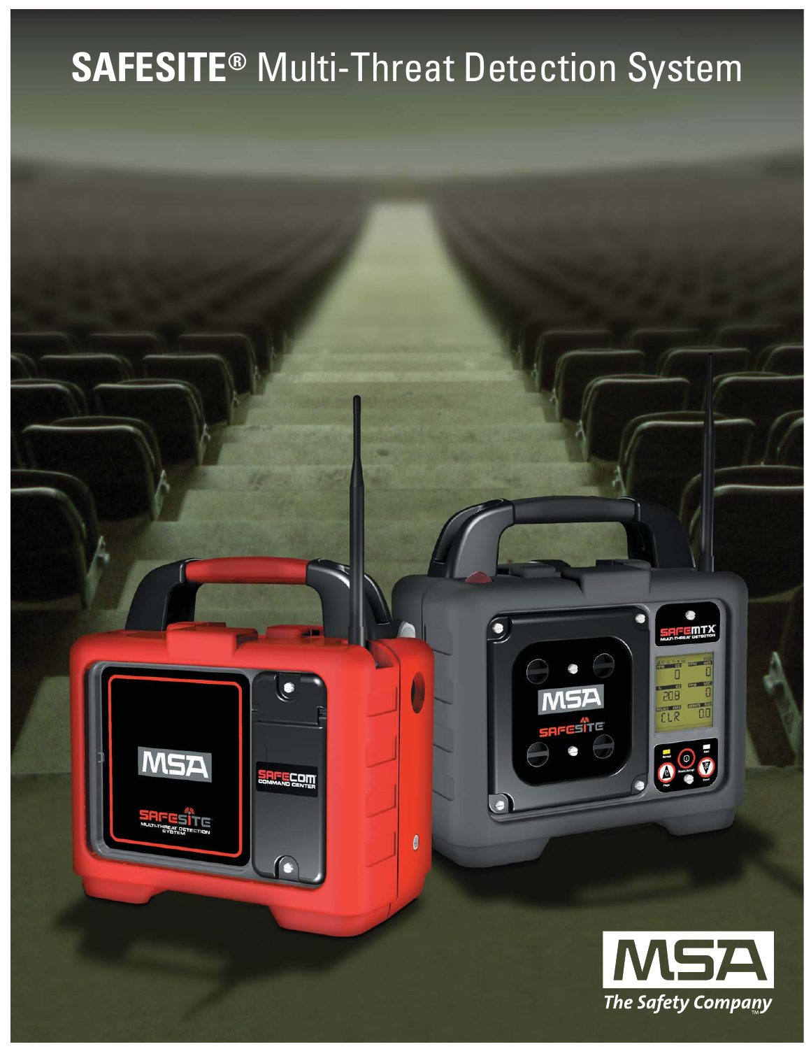# SAFESITE® Multi-Threat Detection System

MSA
*The Safety Company*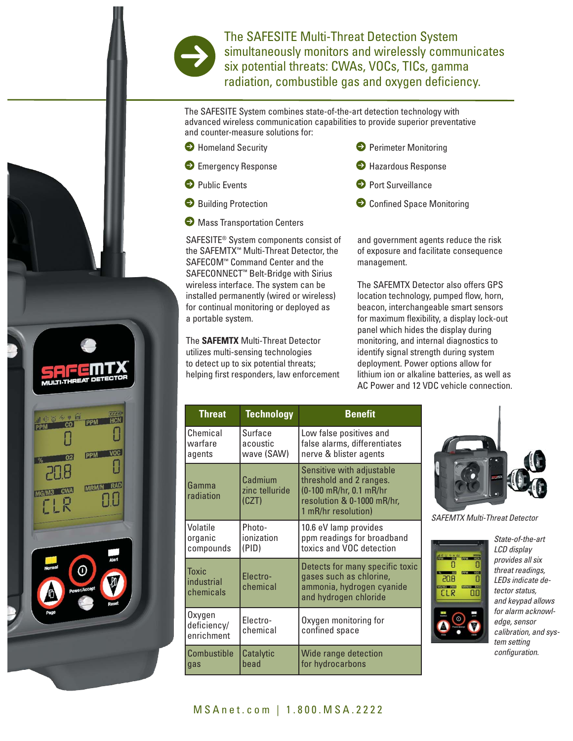# The SAFESITE Multi-Threat Detection System simultaneously monitors and wirelessly communicates six potential threats: CWAs, VOCs, TICs, gamma radiation, combustible gas and oxygen deficiency.

The SAFESITE System combines state-of-the-art detection technology with advanced wireless communication capabilities to provide superior preventative and counter-measure solutions for:

- Homeland Security
- Emergency Response
- Public Events
- Building Protection
- Mass Transportation Centers
- Perimeter Monitoring
- Hazardous Response
- Port Surveillance
- Confined Space Monitoring

SAFESITE® System components consist of the SAFEMTX™ Multi-Threat Detector, the SAFECOM™ Command Center and the SAFECONNECT™ Belt-Bridge with Sirius wireless interface. The system can be installed permanently (wired or wireless) for continual monitoring or deployed as a portable system.

The **SAFEMTX** Multi-Threat Detector utilizes multi-sensing technologies to detect up to six potential threats; helping first responders, law enforcement and government agents reduce the risk of exposure and facilitate consequence management.

The SAFEMTX Detector also offers GPS location technology, pumped flow, horn, beacon, interchangeable smart sensors for maximum flexibility, a display lock-out panel which hides the display during monitoring, and internal diagnostics to identify signal strength during system deployment. Power options allow for lithium ion or alkaline batteries, as well as AC Power and 12 VDC vehicle connection.

| Threat | Technology | Benefit |
|---|---|---|
| Chemical warfare agents | Surface acoustic wave (SAW) | Low false positives and false alarms, differentiates nerve & blister agents |
| Gamma radiation | Cadmium zinc telluride (CZT) | Sensitive with adjustable threshold and 2 ranges. (0-100 mR/hr, 0.1 mR/hr resolution & 0-1000 mR/hr, 1 mR/hr resolution) |
| Volatile organic compounds | Photo-ionization (PID) | 10.6 eV lamp provides ppm readings for broadband toxics and VOC detection |
| Toxic industrial chemicals | Electro-chemical | Detects for many specific toxic gases such as chlorine, ammonia, hydrogen cyanide and hydrogen chloride |
| Oxygen deficiency/ enrichment | Electro-chemical | Oxygen monitoring for confined space |
| Combustible gas | Catalytic bead | Wide range detection for hydrocarbons |

*SAFEMTX Multi-Threat Detector*

*State-of-the-art LCD display provides all six threat readings, LEDs indicate detector status, and keypad allows for alarm acknowledge, sensor calibration, and system setting configuration.*

MSAnet.com | 1.800.MSA.2222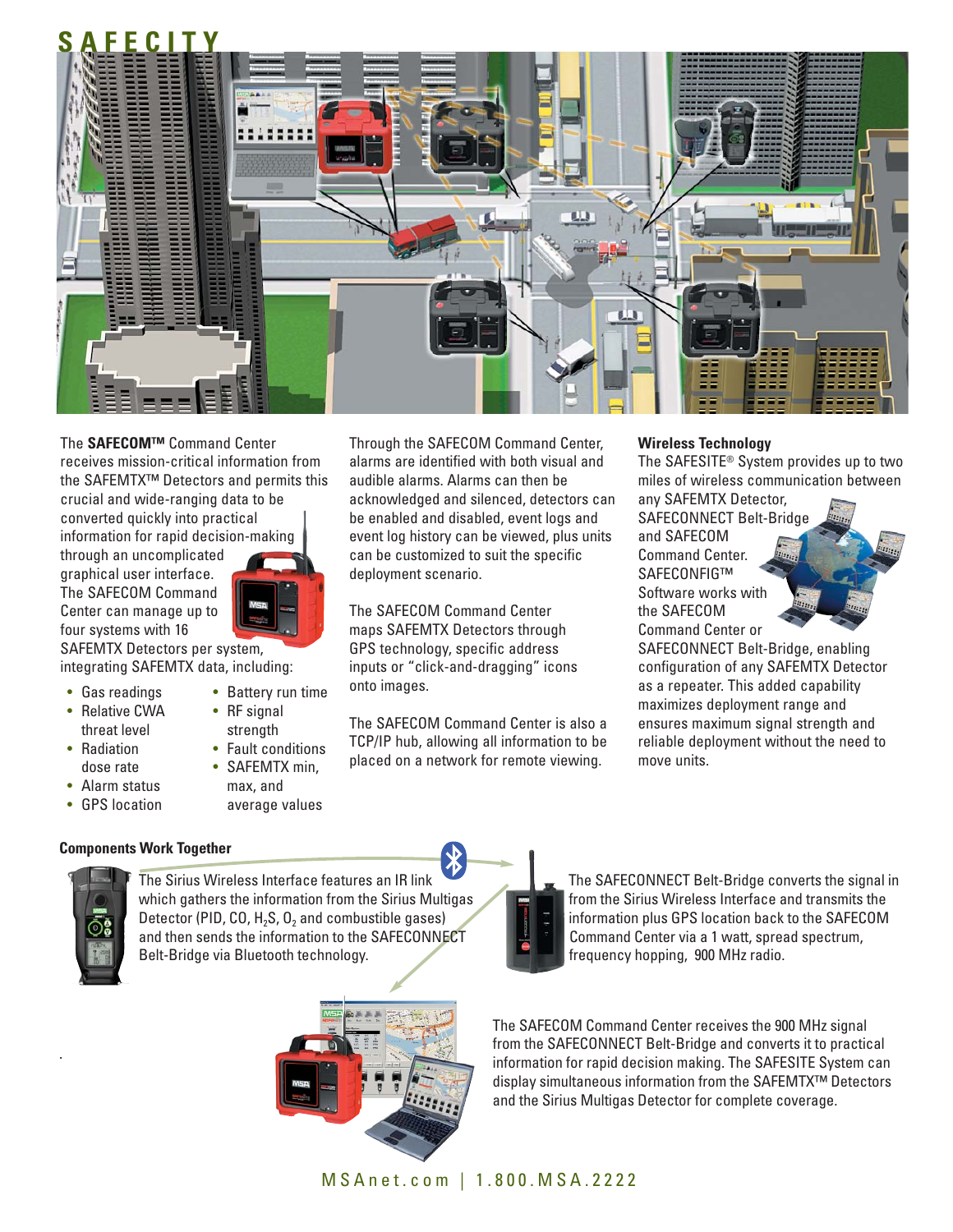# SAFECITY

The **SAFECOM™** Command Center receives mission-critical information from the SAFEMTX™ Detectors and permits this crucial and wide-ranging data to be converted quickly into practical information for rapid decision-making through an uncomplicated graphical user interface. The SAFECOM Command Center can manage up to four systems with 16 SAFEMTX Detectors per system, integrating SAFEMTX data, including:

- Gas readings
- Relative CWA threat level
- Radiation dose rate
- Alarm status
- GPS location
- Battery run time
- RF signal strength
- Fault conditions
- SAFEMTX min, max, and average values

Through the SAFECOM Command Center, alarms are identified with both visual and audible alarms. Alarms can then be acknowledged and silenced, detectors can be enabled and disabled, event logs and event log history can be viewed, plus units can be customized to suit the specific deployment scenario.

The SAFECOM Command Center maps SAFEMTX Detectors through GPS technology, specific address inputs or "click-and-dragging" icons onto images.

The SAFECOM Command Center is also a TCP/IP hub, allowing all information to be placed on a network for remote viewing.

### Wireless Technology

The SAFESITE® System provides up to two miles of wireless communication between any SAFEMTX Detector, SAFECONNECT Belt-Bridge and SAFECOM Command Center. SAFECONFIG™ Software works with the SAFECOM Command Center or SAFECONNECT Belt-Bridge, enabling configuration of any SAFEMTX Detector as a repeater. This added capability maximizes deployment range and ensures maximum signal strength and reliable deployment without the need to move units.

### Components Work Together

The Sirius Wireless Interface features an IR link which gathers the information from the Sirius Multigas Detector (PID, CO, $H_2S$, $O_2$ and combustible gases) and then sends the information to the SAFECONNECT Belt-Bridge via Bluetooth technology.

The SAFECONNECT Belt-Bridge converts the signal in from the Sirius Wireless Interface and transmits the information plus GPS location back to the SAFECOM Command Center via a 1 watt, spread spectrum, frequency hopping, 900 MHz radio.

The SAFECOM Command Center receives the 900 MHz signal from the SAFECONNECT Belt-Bridge and converts it to practical information for rapid decision making. The SAFESITE System can display simultaneous information from the SAFEMTX™ Detectors and the Sirius Multigas Detector for complete coverage.

MSAnet.com | 1.800.MSA.2222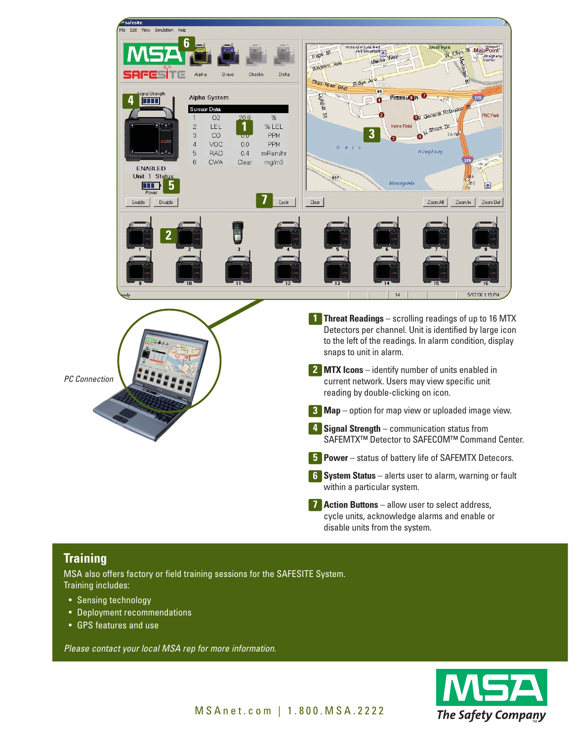PC Connection

**1 Threat Readings** – scrolling readings of up to 16 MTX Detectors per channel. Unit is identified by large icon to the left of the readings. In alarm condition, display snaps to unit in alarm.

**2 MTX Icons** – identify number of units enabled in current network. Users may view specific unit reading by double-clicking on icon.

**3 Map** – option for map view or uploaded image view.

**4 Signal Strength** – communication status from SAFEMTX™ Detector to SAFECOM™ Command Center.

**5 Power** – status of battery life of SAFEMTX Detecors.

**6 System Status** – alerts user to alarm, warning or fault within a particular system.

**7 Action Buttons** – allow user to select address, cycle units, acknowledge alarms and enable or disable units from the system.

## Training

MSA also offers factory or field training sessions for the SAFESITE System. Training includes:

- Sensing technology
- Deployment recommendations
- GPS features and use

*Please contact your local MSA rep for more information.*

MSAnet.com | 1.800.MSA.2222

MSA *The Safety Company*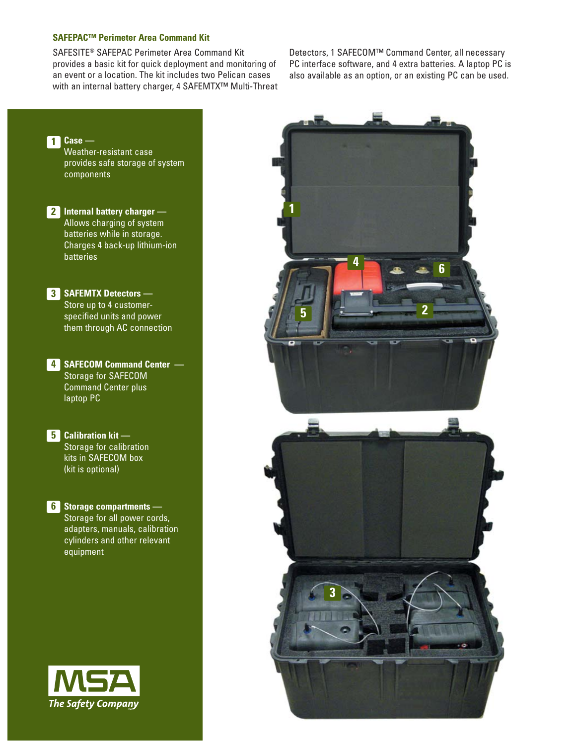## SAFEPAC™ Perimeter Area Command Kit

SAFESITE® SAFEPAC Perimeter Area Command Kit provides a basic kit for quick deployment and monitoring of an event or a location. The kit includes two Pelican cases with an internal battery charger, 4 SAFEMTX™ Multi-Threat Detectors, 1 SAFECOM™ Command Center, all necessary PC interface software, and 4 extra batteries. A laptop PC is also available as an option, or an existing PC can be used.

**1 Case —** Weather-resistant case provides safe storage of system components

**2 Internal battery charger —** Allows charging of system batteries while in storage. Charges 4 back-up lithium-ion batteries

**3 SAFEMTX Detectors —** Store up to 4 customer-specified units and power them through AC connection

**4 SAFECOM Command Center —** Storage for SAFECOM Command Center plus laptop PC

**5 Calibration kit —** Storage for calibration kits in SAFECOM box (kit is optional)

**6 Storage compartments —** Storage for all power cords, adapters, manuals, calibration cylinders and other relevant equipment

MSA
*The Safety Company*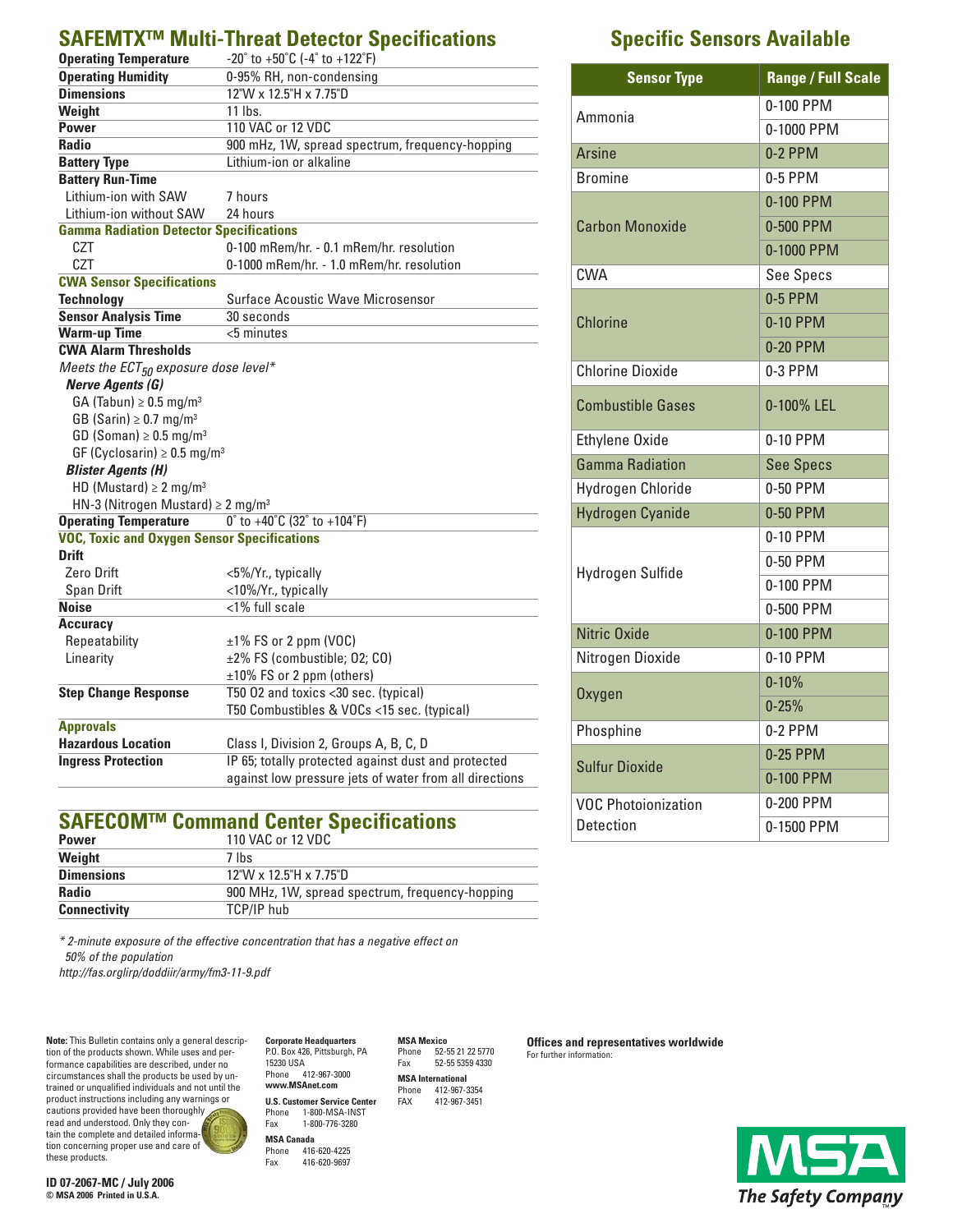## SAFEMTX™ Multi-Threat Detector Specifications

| | |
|---|---|
| **Operating Temperature** | -20˚ to +50˚C (-4˚ to +122˚F) |
| **Operating Humidity** | 0-95% RH, non-condensing |
| **Dimensions** | 12"W x 12.5"H x 7.75"D |
| **Weight** | 11 lbs. |
| **Power** | 110 VAC or 12 VDC |
| **Radio** | 900 mHz, 1W, spread spectrum, frequency-hopping |
| **Battery Type** | Lithium-ion or alkaline |
| **Battery Run-Time** | |
| Lithium-ion with SAW | 7 hours |
| Lithium-ion without SAW | 24 hours |

**Gamma Radiation Detector Specifications**

| | |
|---|---|
| CZT | 0-100 mRem/hr. - 0.1 mRem/hr. resolution |
| CZT | 0-1000 mRem/hr. - 1.0 mRem/hr. resolution |

**CWA Sensor Specifications**

| | |
|---|---|
| **Technology** | Surface Acoustic Wave Microsensor |
| **Sensor Analysis Time** | 30 seconds |
| **Warm-up Time** | <5 minutes |

**CWA Alarm Thresholds**

*Meets the $ECT_{50}$ exposure dose level**

***Nerve Agents (G)***

- GA (Tabun) ≥ 0.5 mg/m$^3$
- GB (Sarin) ≥ 0.7 mg/m$^3$
- GD (Soman) ≥ 0.5 mg/m$^3$
- GF (Cyclosarin) ≥ 0.5 mg/m$^3$

***Blister Agents (H)***

- HD (Mustard) ≥ 2 mg/m$^3$
- HN-3 (Nitrogen Mustard) ≥ 2 mg/m$^3$

| | |
|---|---|
| **Operating Temperature** | 0˚ to +40˚C (32˚ to +104˚F) |

**VOC, Toxic and Oxygen Sensor Specifications**

| | |
|---|---|
| **Drift** | |
| Zero Drift | <5%/Yr., typically |
| Span Drift | <10%/Yr., typically |
| **Noise** | <1% full scale |
| **Accuracy** | |
| Repeatability | ±1% FS or 2 ppm (VOC) |
| Linearity | ±2% FS (combustible; O2; CO) |
| | ±10% FS or 2 ppm (others) |
| **Step Change Response** | T50 O2 and toxics <30 sec. (typical) |
| | T50 Combustibles & VOCs <15 sec. (typical) |

**Approvals**

| | |
|---|---|
| **Hazardous Location** | Class I, Division 2, Groups A, B, C, D |
| **Ingress Protection** | IP 65; totally protected against dust and protected against low pressure jets of water from all directions |

## SAFECOM™ Command Center Specifications

| | |
|---|---|
| **Power** | 110 VAC or 12 VDC |
| **Weight** | 7 lbs |
| **Dimensions** | 12"W x 12.5"H x 7.75"D |
| **Radio** | 900 MHz, 1W, spread spectrum, frequency-hopping |
| **Connectivity** | TCP/IP hub |

*\* 2-minute exposure of the effective concentration that has a negative effect on 50% of the population*

*http://fas.orglirp/doddiir/army/fm3-11-9.pdf*

## Specific Sensors Available

| Sensor Type | Range / Full Scale |
|---|---|
| Ammonia | 0-100 PPM |
| | 0-1000 PPM |
| Arsine | 0-2 PPM |
| Bromine | 0-5 PPM |
| Carbon Monoxide | 0-100 PPM |
| | 0-500 PPM |
| | 0-1000 PPM |
| CWA | See Specs |
| Chlorine | 0-5 PPM |
| | 0-10 PPM |
| | 0-20 PPM |
| Chlorine Dioxide | 0-3 PPM |
| Combustible Gases | 0-100% LEL |
| Ethylene Oxide | 0-10 PPM |
| Gamma Radiation | See Specs |
| Hydrogen Chloride | 0-50 PPM |
| Hydrogen Cyanide | 0-50 PPM |
| Hydrogen Sulfide | 0-10 PPM |
| | 0-50 PPM |
| | 0-100 PPM |
| | 0-500 PPM |
| Nitric Oxide | 0-100 PPM |
| Nitrogen Dioxide | 0-10 PPM |
| Oxygen | 0-10% |
| | 0-25% |
| Phosphine | 0-2 PPM |
| Sulfur Dioxide | 0-25 PPM |
| | 0-100 PPM |
| VOC Photoionization Detection | 0-200 PPM |
| | 0-1500 PPM |

**Note:** This Bulletin contains only a general description of the products shown. While uses and performance capabilities are described, under no circumstances shall the products be used by untrained or unqualified individuals and not until the product instructions including any warnings or cautions provided have been thoroughly read and understood. Only they contain the complete and detailed information concerning proper use and care of these products.

**Corporate Headquarters**
P.O. Box 426, Pittsburgh, PA 15230 USA
Phone 412-967-3000
**www.MSAnet.com**

**U.S. Customer Service Center**
Phone 1-800-MSA-INST
Fax 1-800-776-3280

**MSA Canada**
Phone 416-620-4225
Fax 416-620-9697

**MSA Mexico**
Phone 52-55 21 22 5770
Fax 52-55 5359 4330

**MSA International**
Phone 412-967-3354
FAX 412-967-3451

**Offices and representatives worldwide**
For further information:

**ID 07-2067-MC / July 2006**
**© MSA 2006 Printed in U.S.A.**

MSA *The Safety Company*